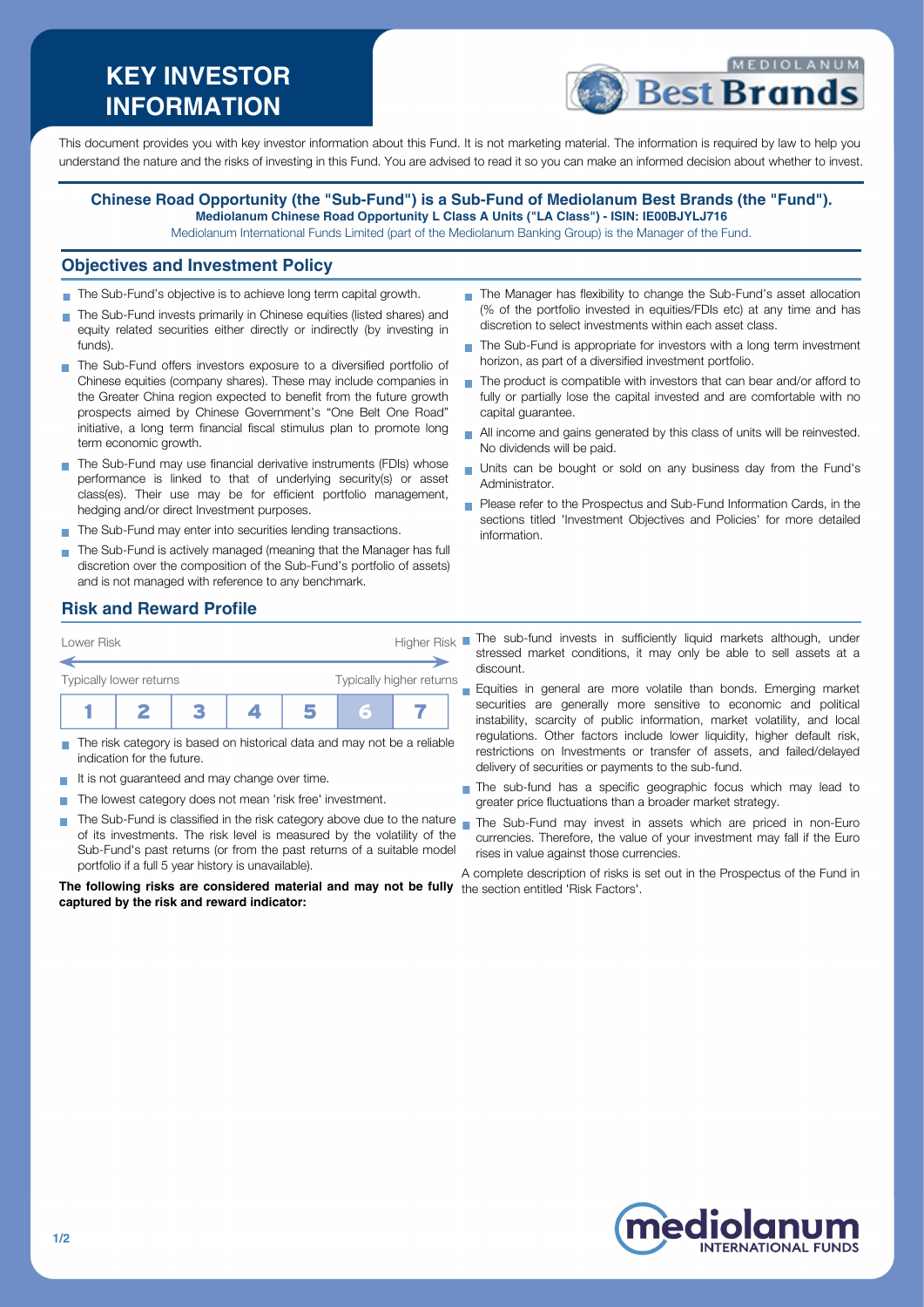# KEY INVESTOR INFORMATION

This document provides you with key investor information about this Fund. It is not marketing material. The information is required by law to help you understand the nature and the risks of investing in this Fund. You are advised to read it so you can make an informed decision about whether to invest.

**Chinese Road Opportunity (the "Sub-Fund") is a Sub-Fund of Mediolanum Best Brands (the "Fund").**
**Mediolanum Chinese Road Opportunity L Class A Units ("LA Class") - ISIN: IE00BJYLJ716**
Mediolanum International Funds Limited (part of the Mediolanum Banking Group) is the Manager of the Fund.

## Objectives and Investment Policy

- The Sub-Fund's objective is to achieve long term capital growth.
- The Sub-Fund invests primarily in Chinese equities (listed shares) and equity related securities either directly or indirectly (by investing in funds).
- The Sub-Fund offers investors exposure to a diversified portfolio of Chinese equities (company shares). These may include companies in the Greater China region expected to benefit from the future growth prospects aimed by Chinese Government's "One Belt One Road" initiative, a long term financial fiscal stimulus plan to promote long term economic growth.
- The Sub-Fund may use financial derivative instruments (FDIs) whose performance is linked to that of underlying security(s) or asset class(es). Their use may be for efficient portfolio management, hedging and/or direct Investment purposes.
- The Sub-Fund may enter into securities lending transactions.
- The Sub-Fund is actively managed (meaning that the Manager has full discretion over the composition of the Sub-Fund's portfolio of assets) and is not managed with reference to any benchmark.
- The Manager has flexibility to change the Sub-Fund's asset allocation (% of the portfolio invested in equities/FDIs etc) at any time and has discretion to select investments within each asset class.
- The Sub-Fund is appropriate for investors with a long term investment horizon, as part of a diversified investment portfolio.
- The product is compatible with investors that can bear and/or afford to fully or partially lose the capital invested and are comfortable with no capital guarantee.
- All income and gains generated by this class of units will be reinvested. No dividends will be paid.
- Units can be bought or sold on any business day from the Fund's Administrator.
- Please refer to the Prospectus and Sub-Fund Information Cards, in the sections titled 'Investment Objectives and Policies' for more detailed information.

## Risk and Reward Profile

Lower Risk — Higher Risk

Typically lower returns — Typically higher returns

| 1 | 2 | 3 | 4 | 5 | **6** | 7 |
|---|---|---|---|---|---|---|

- The risk category is based on historical data and may not be a reliable indication for the future.
- It is not guaranteed and may change over time.
- The lowest category does not mean 'risk free' investment.
- The Sub-Fund is classified in the risk category above due to the nature of its investments. The risk level is measured by the volatility of the Sub-Fund's past returns (or from the past returns of a suitable model portfolio if a full 5 year history is unavailable).

**The following risks are considered material and may not be fully captured by the risk and reward indicator:**

- The sub-fund invests in sufficiently liquid markets although, under stressed market conditions, it may only be able to sell assets at a discount.
- Equities in general are more volatile than bonds. Emerging market securities are generally more sensitive to economic and political instability, scarcity of public information, market volatility, and local regulations. Other factors include lower liquidity, higher default risk, restrictions on Investments or transfer of assets, and failed/delayed delivery of securities or payments to the sub-fund.
- The sub-fund has a specific geographic focus which may lead to greater price fluctuations than a broader market strategy.
- The Sub-Fund may invest in assets which are priced in non-Euro currencies. Therefore, the value of your investment may fall if the Euro rises in value against those currencies.

A complete description of risks is set out in the Prospectus of the Fund in the section entitled 'Risk Factors'.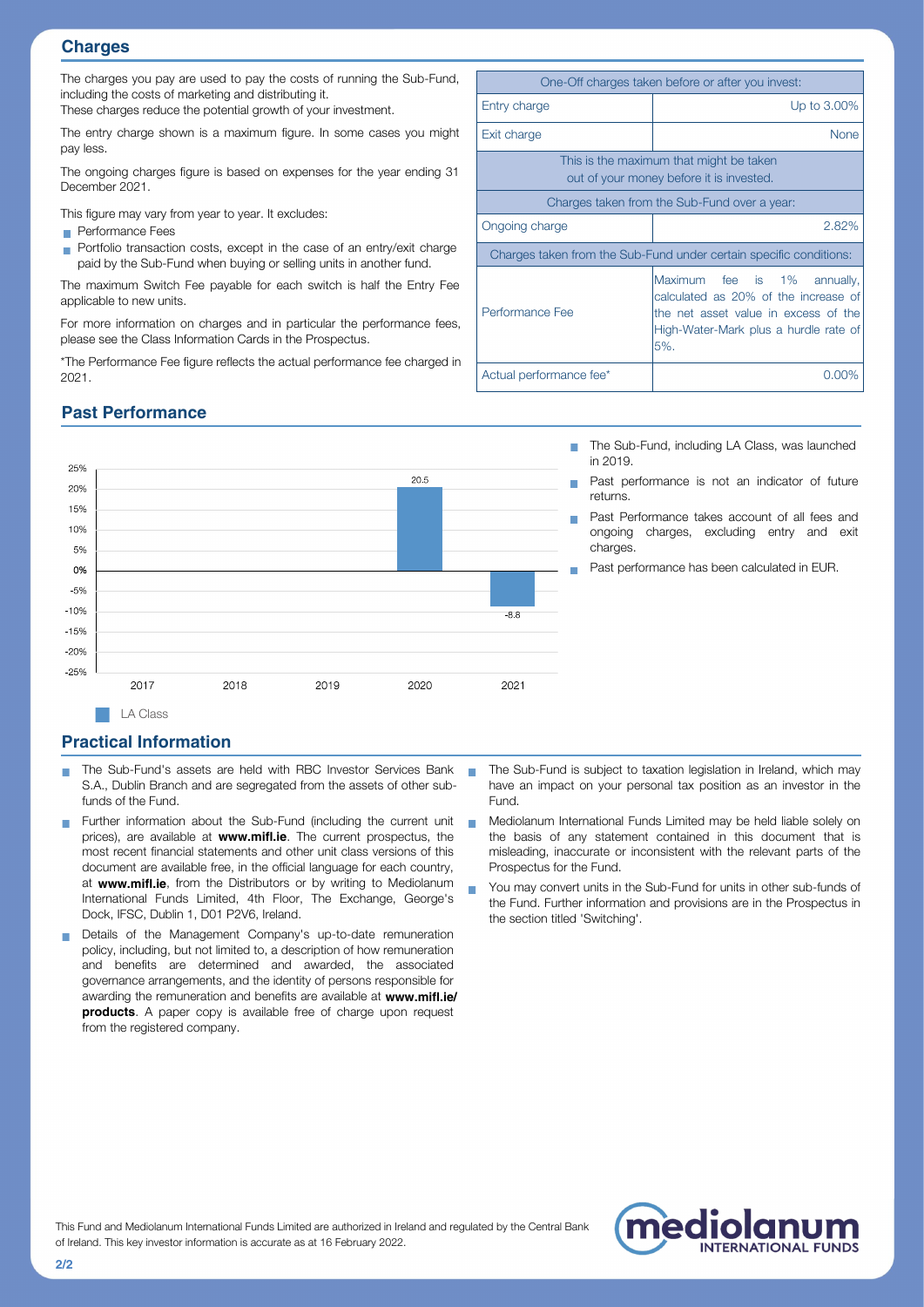## Charges

The charges you pay are used to pay the costs of running the Sub-Fund, including the costs of marketing and distributing it.
These charges reduce the potential growth of your investment.

The entry charge shown is a maximum figure. In some cases you might pay less.

The ongoing charges figure is based on expenses for the year ending 31 December 2021.

This figure may vary from year to year. It excludes:

- Performance Fees
- Portfolio transaction costs, except in the case of an entry/exit charge paid by the Sub-Fund when buying or selling units in another fund.

The maximum Switch Fee payable for each switch is half the Entry Fee applicable to new units.

For more information on charges and in particular the performance fees, please see the Class Information Cards in the Prospectus.

*The Performance Fee figure reflects the actual performance fee charged in 2021.

| One-Off charges taken before or after you invest: | |
|---|---|
| Entry charge | Up to 3.00% |
| Exit charge | None |
| This is the maximum that might be taken out of your money before it is invested. | |
| Charges taken from the Sub-Fund over a year: | |
| Ongoing charge | 2.82% |
| Charges taken from the Sub-Fund under certain specific conditions: | |
| Performance Fee | Maximum fee is 1% annually, calculated as 20% of the increase of the net asset value in excess of the High-Water-Mark plus a hurdle rate of 5%. |
| Actual performance fee* | 0.00% |

## Past Performance

25%
20%
15%
10%
5%
0%
-5%
-10%
-15%
-20%
-25%

20.5
-8.8

2017 2018 2019 2020 2021

LA Class

- The Sub-Fund, including LA Class, was launched in 2019.
- Past performance is not an indicator of future returns.
- Past Performance takes account of all fees and ongoing charges, excluding entry and exit charges.
- Past performance has been calculated in EUR.

## Practical Information

- The Sub-Fund's assets are held with RBC Investor Services Bank S.A., Dublin Branch and are segregated from the assets of other sub-funds of the Fund.
- Further information about the Sub-Fund (including the current unit prices), are available at **www.mifl.ie**. The current prospectus, the most recent financial statements and other unit class versions of this document are available free, in the official language for each country, at **www.mifl.ie**, from the Distributors or by writing to Mediolanum International Funds Limited, 4th Floor, The Exchange, George's Dock, IFSC, Dublin 1, D01 P2V6, Ireland.
- Details of the Management Company's up-to-date remuneration policy, including, but not limited to, a description of how remuneration and benefits are determined and awarded, the associated governance arrangements, and the identity of persons responsible for awarding the remuneration and benefits are available at **www.mifl.ie/products**. A paper copy is available free of charge upon request from the registered company.
- The Sub-Fund is subject to taxation legislation in Ireland, which may have an impact on your personal tax position as an investor in the Fund.
- Mediolanum International Funds Limited may be held liable solely on the basis of any statement contained in this document that is misleading, inaccurate or inconsistent with the relevant parts of the Prospectus for the Fund.
- You may convert units in the Sub-Fund for units in other sub-funds of the Fund. Further information and provisions are in the Prospectus in the section titled 'Switching'.

This Fund and Mediolanum International Funds Limited are authorized in Ireland and regulated by the Central Bank of Ireland. This key investor information is accurate as at 16 February 2022.